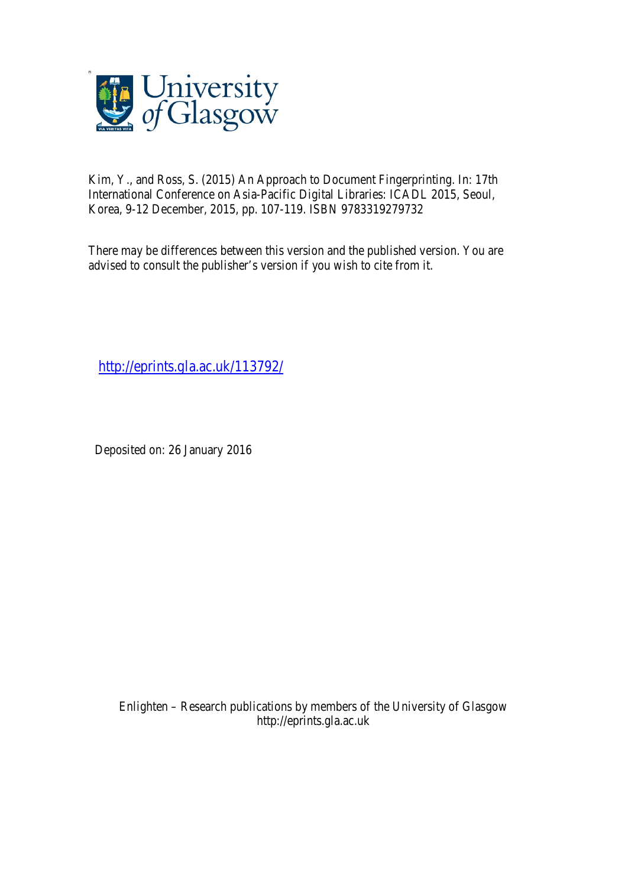Kim, Y., and Ross, S. (2015) An Approach to Document Fingerprinting. In: 17th International Conference on Asia-Pacific Digital Libraries: ICADL 2015, Seoul, Korea, 9-12 December, 2015, pp. 107-119. ISBN 9783319279732

There may be differences between this version and the published version. You are advised to consult the publisher's version if you wish to cite from it.

http://eprints.gla.ac.uk/113792/

Deposited on: 26 January 2016

Enlighten – Research publications by members of the University of Glasgow
http://eprints.gla.ac.uk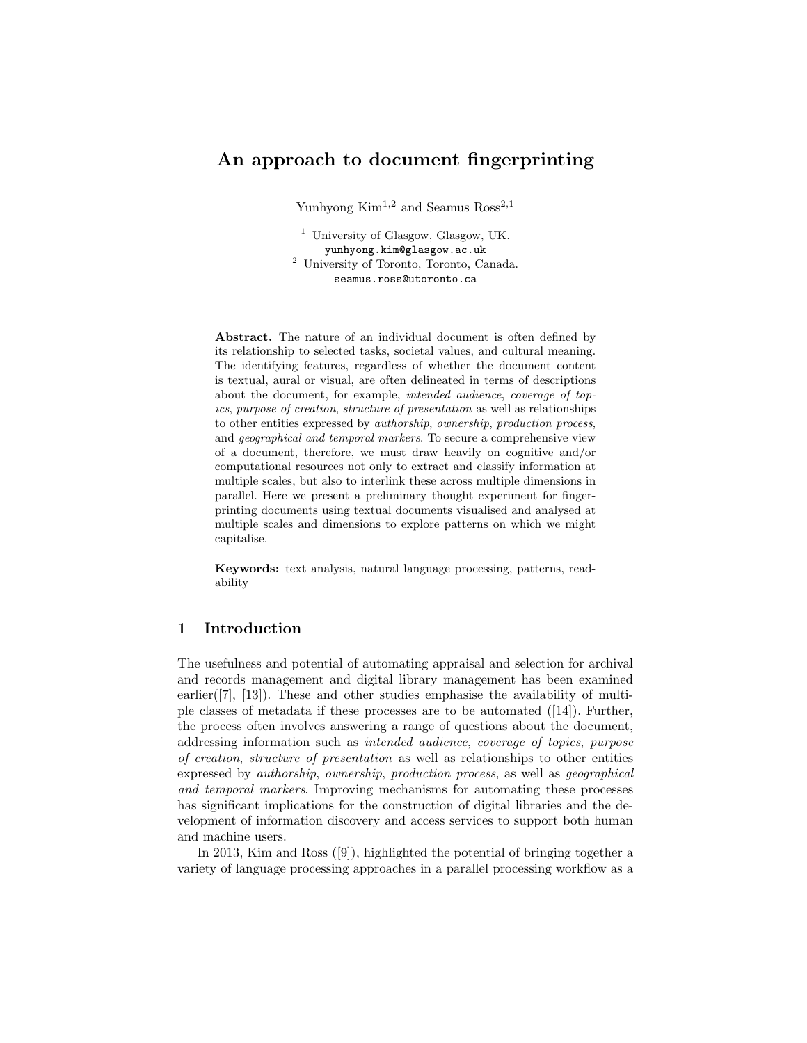# An approach to document fingerprinting

Yunhyong Kim[1,2] and Seamus Ross[2,1]

[1] University of Glasgow, Glasgow, UK.
yunhyong.kim@glasgow.ac.uk
[2] University of Toronto, Toronto, Canada.
seamus.ross@utoronto.ca

**Abstract.** The nature of an individual document is often defined by its relationship to selected tasks, societal values, and cultural meaning. The identifying features, regardless of whether the document content is textual, aural or visual, are often delineated in terms of descriptions about the document, for example, *intended audience*, *coverage of topics*, *purpose of creation*, *structure of presentation* as well as relationships to other entities expressed by *authorship*, *ownership*, *production process*, and *geographical and temporal markers*. To secure a comprehensive view of a document, therefore, we must draw heavily on cognitive and/or computational resources not only to extract and classify information at multiple scales, but also to interlink these across multiple dimensions in parallel. Here we present a preliminary thought experiment for fingerprinting documents using textual documents visualised and analysed at multiple scales and dimensions to explore patterns on which we might capitalise.

**Keywords:** text analysis, natural language processing, patterns, readability

## 1 Introduction

The usefulness and potential of automating appraisal and selection for archival and records management and digital library management has been examined earlier([7], [13]). These and other studies emphasise the availability of multiple classes of metadata if these processes are to be automated ([14]). Further, the process often involves answering a range of questions about the document, addressing information such as *intended audience*, *coverage of topics*, *purpose of creation*, *structure of presentation* as well as relationships to other entities expressed by *authorship*, *ownership*, *production process*, as well as *geographical and temporal markers*. Improving mechanisms for automating these processes has significant implications for the construction of digital libraries and the development of information discovery and access services to support both human and machine users.

In 2013, Kim and Ross ([9]), highlighted the potential of bringing together a variety of language processing approaches in a parallel processing workflow as a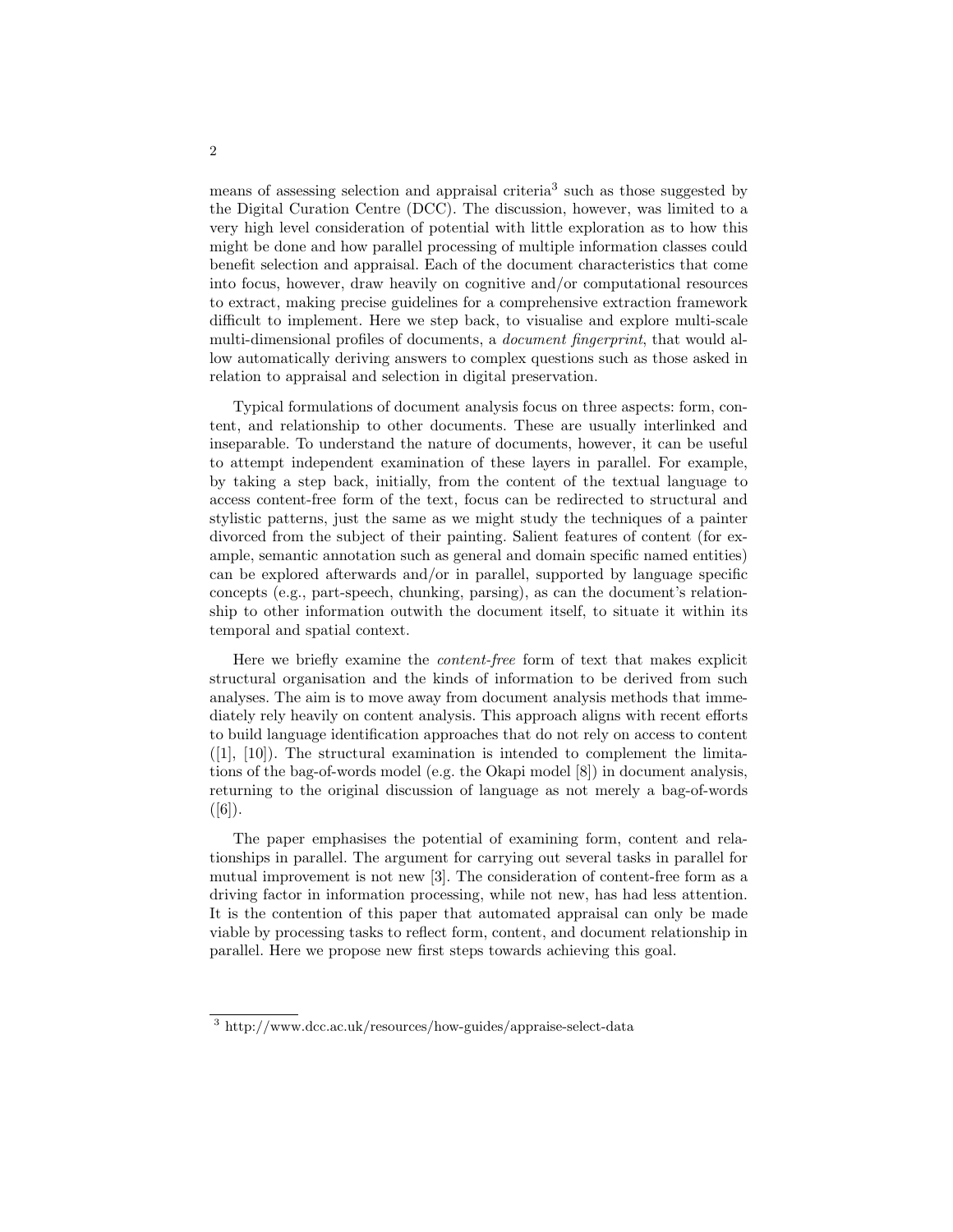means of assessing selection and appraisal criteria[3] such as those suggested by the Digital Curation Centre (DCC). The discussion, however, was limited to a very high level consideration of potential with little exploration as to how this might be done and how parallel processing of multiple information classes could benefit selection and appraisal. Each of the document characteristics that come into focus, however, draw heavily on cognitive and/or computational resources to extract, making precise guidelines for a comprehensive extraction framework difficult to implement. Here we step back, to visualise and explore multi-scale multi-dimensional profiles of documents, a *document fingerprint*, that would allow automatically deriving answers to complex questions such as those asked in relation to appraisal and selection in digital preservation.

Typical formulations of document analysis focus on three aspects: form, content, and relationship to other documents. These are usually interlinked and inseparable. To understand the nature of documents, however, it can be useful to attempt independent examination of these layers in parallel. For example, by taking a step back, initially, from the content of the textual language to access content-free form of the text, focus can be redirected to structural and stylistic patterns, just the same as we might study the techniques of a painter divorced from the subject of their painting. Salient features of content (for example, semantic annotation such as general and domain specific named entities) can be explored afterwards and/or in parallel, supported by language specific concepts (e.g., part-speech, chunking, parsing), as can the document's relationship to other information outwith the document itself, to situate it within its temporal and spatial context.

Here we briefly examine the *content-free* form of text that makes explicit structural organisation and the kinds of information to be derived from such analyses. The aim is to move away from document analysis methods that immediately rely heavily on content analysis. This approach aligns with recent efforts to build language identification approaches that do not rely on access to content ([1], [10]). The structural examination is intended to complement the limitations of the bag-of-words model (e.g. the Okapi model [8]) in document analysis, returning to the original discussion of language as not merely a bag-of-words ([6]).

The paper emphasises the potential of examining form, content and relationships in parallel. The argument for carrying out several tasks in parallel for mutual improvement is not new [3]. The consideration of content-free form as a driving factor in information processing, while not new, has had less attention. It is the contention of this paper that automated appraisal can only be made viable by processing tasks to reflect form, content, and document relationship in parallel. Here we propose new first steps towards achieving this goal.

[3] http://www.dcc.ac.uk/resources/how-guides/appraise-select-data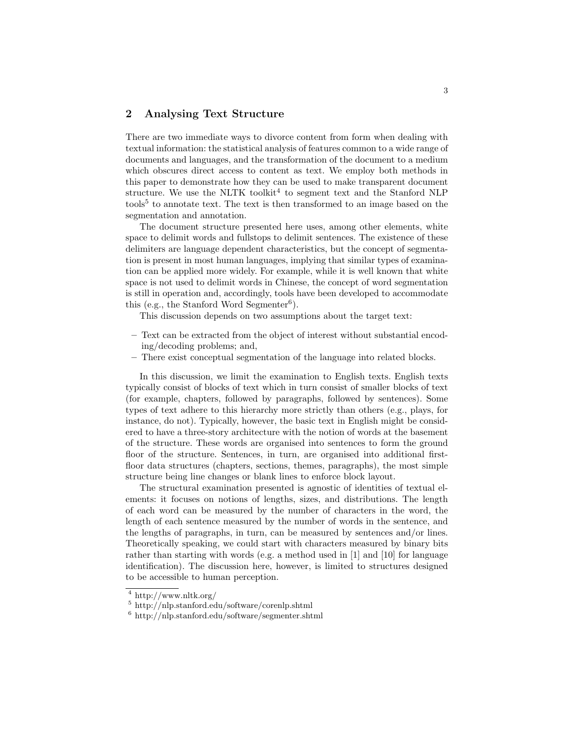## 2 Analysing Text Structure

There are two immediate ways to divorce content from form when dealing with textual information: the statistical analysis of features common to a wide range of documents and languages, and the transformation of the document to a medium which obscures direct access to content as text. We employ both methods in this paper to demonstrate how they can be used to make transparent document structure. We use the NLTK toolkit[4] to segment text and the Stanford NLP tools[5] to annotate text. The text is then transformed to an image based on the segmentation and annotation.

The document structure presented here uses, among other elements, white space to delimit words and fullstops to delimit sentences. The existence of these delimiters are language dependent characteristics, but the concept of segmentation is present in most human languages, implying that similar types of examination can be applied more widely. For example, while it is well known that white space is not used to delimit words in Chinese, the concept of word segmentation is still in operation and, accordingly, tools have been developed to accommodate this (e.g., the Stanford Word Segmenter[6]).

This discussion depends on two assumptions about the target text:

- Text can be extracted from the object of interest without substantial encoding/decoding problems; and,
- There exist conceptual segmentation of the language into related blocks.

In this discussion, we limit the examination to English texts. English texts typically consist of blocks of text which in turn consist of smaller blocks of text (for example, chapters, followed by paragraphs, followed by sentences). Some types of text adhere to this hierarchy more strictly than others (e.g., plays, for instance, do not). Typically, however, the basic text in English might be considered to have a three-story architecture with the notion of words at the basement of the structure. These words are organised into sentences to form the ground floor of the structure. Sentences, in turn, are organised into additional first-floor data structures (chapters, sections, themes, paragraphs), the most simple structure being line changes or blank lines to enforce block layout.

The structural examination presented is agnostic of identities of textual elements: it focuses on notions of lengths, sizes, and distributions. The length of each word can be measured by the number of characters in the word, the length of each sentence measured by the number of words in the sentence, and the lengths of paragraphs, in turn, can be measured by sentences and/or lines. Theoretically speaking, we could start with characters measured by binary bits rather than starting with words (e.g. a method used in [1] and [10] for language identification). The discussion here, however, is limited to structures designed to be accessible to human perception.

[4] http://www.nltk.org/

[5] http://nlp.stanford.edu/software/corenlp.shtml

[6] http://nlp.stanford.edu/software/segmenter.shtml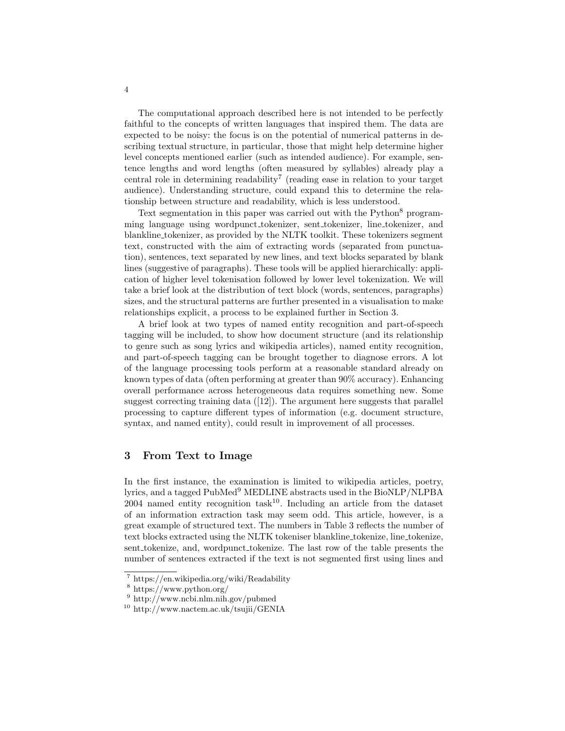The computational approach described here is not intended to be perfectly faithful to the concepts of written languages that inspired them. The data are expected to be noisy: the focus is on the potential of numerical patterns in describing textual structure, in particular, those that might help determine higher level concepts mentioned earlier (such as intended audience). For example, sentence lengths and word lengths (often measured by syllables) already play a central role in determining readability[7] (reading ease in relation to your target audience). Understanding structure, could expand this to determine the relationship between structure and readability, which is less understood.

Text segmentation in this paper was carried out with the Python[8] programming language using wordpunct_tokenizer, sent_tokenizer, line_tokenizer, and blankline_tokenizer, as provided by the NLTK toolkit. These tokenizers segment text, constructed with the aim of extracting words (separated from punctuation), sentences, text separated by new lines, and text blocks separated by blank lines (suggestive of paragraphs). These tools will be applied hierarchically: application of higher level tokenisation followed by lower level tokenization. We will take a brief look at the distribution of text block (words, sentences, paragraphs) sizes, and the structural patterns are further presented in a visualisation to make relationships explicit, a process to be explained further in Section 3.

A brief look at two types of named entity recognition and part-of-speech tagging will be included, to show how document structure (and its relationship to genre such as song lyrics and wikipedia articles), named entity recognition, and part-of-speech tagging can be brought together to diagnose errors. A lot of the language processing tools perform at a reasonable standard already on known types of data (often performing at greater than 90% accuracy). Enhancing overall performance across heterogeneous data requires something new. Some suggest correcting training data ([12]). The argument here suggests that parallel processing to capture different types of information (e.g. document structure, syntax, and named entity), could result in improvement of all processes.

## 3 From Text to Image

In the first instance, the examination is limited to wikipedia articles, poetry, lyrics, and a tagged PubMed[9] MEDLINE abstracts used in the BioNLP/NLPBA 2004 named entity recognition task[10]. Including an article from the dataset of an information extraction task may seem odd. This article, however, is a great example of structured text. The numbers in Table 3 reflects the number of text blocks extracted using the NLTK tokeniser blankline_tokenize, line_tokenize, sent_tokenize, and, wordpunct_tokenize. The last row of the table presents the number of sentences extracted if the text is not segmented first using lines and

[7] https://en.wikipedia.org/wiki/Readability

[8] https://www.python.org/

[9] http://www.ncbi.nlm.nih.gov/pubmed

[10] http://www.nactem.ac.uk/tsujii/GENIA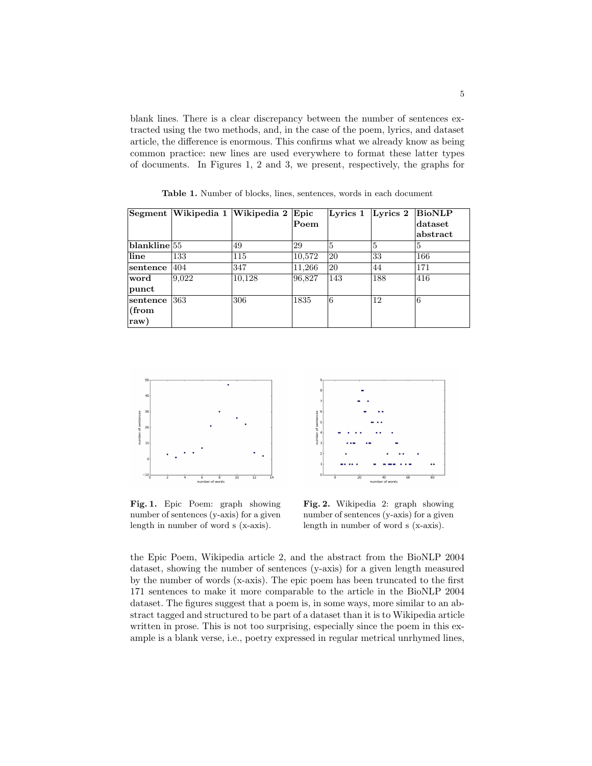blank lines. There is a clear discrepancy between the number of sentences extracted using the two methods, and, in the case of the poem, lyrics, and dataset article, the difference is enormous. This confirms what we already know as being common practice: new lines are used everywhere to format these latter types of documents. In Figures 1, 2 and 3, we present, respectively, the graphs for

**Table 1.** Number of blocks, lines, sentences, words in each document

| Segment | Wikipedia 1 | Wikipedia 2 | Epic Poem | Lyrics 1 | Lyrics 2 | BioNLP dataset abstract |
|---|---|---|---|---|---|---|
| **blankline** | 55 | 49 | 29 | 5 | 5 | 5 |
| **line** | 133 | 115 | 10,572 | 20 | 33 | 166 |
| **sentence** | 404 | 347 | 11,266 | 20 | 44 | 171 |
| **word punct** | 9,022 | 10,128 | 96,827 | 143 | 188 | 416 |
| **sentence (from raw)** | 363 | 306 | 1835 | 6 | 12 | 6 |

**Fig. 1.** Epic Poem: graph showing number of sentences (y-axis) for a given length in number of word s (x-axis).

**Fig. 2.** Wikipedia 2: graph showing number of sentences (y-axis) for a given length in number of word s (x-axis).

the Epic Poem, Wikipedia article 2, and the abstract from the BioNLP 2004 dataset, showing the number of sentences (y-axis) for a given length measured by the number of words (x-axis). The epic poem has been truncated to the first 171 sentences to make it more comparable to the article in the BioNLP 2004 dataset. The figures suggest that a poem is, in some ways, more similar to an abstract tagged and structured to be part of a dataset than it is to Wikipedia article written in prose. This is not too surprising, especially since the poem in this example is a blank verse, i.e., poetry expressed in regular metrical unrhymed lines,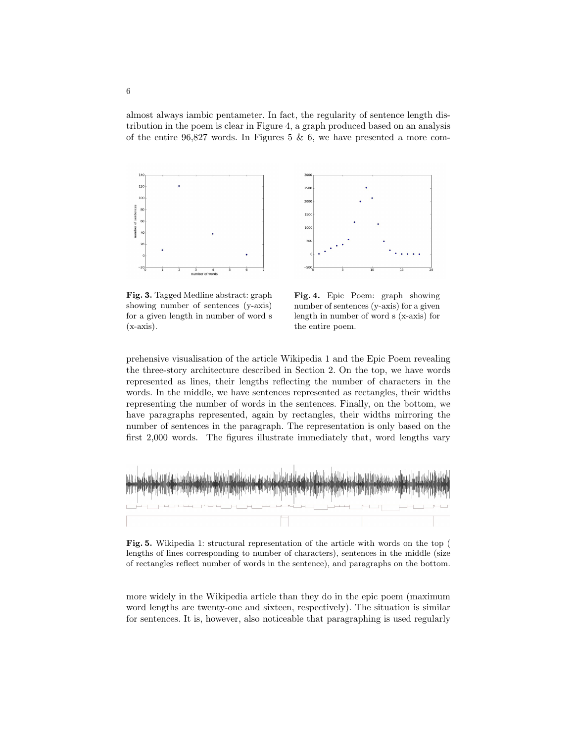almost always iambic pentameter. In fact, the regularity of sentence length distribution in the poem is clear in Figure 4, a graph produced based on an analysis of the entire 96,827 words. In Figures 5 & 6, we have presented a more comprehensive visualisation of the article Wikipedia 1 and the Epic Poem revealing the three-story architecture described in Section 2. On the top, we have words represented as lines, their lengths reflecting the number of characters in the words. In the middle, we have sentences represented as rectangles, their widths representing the number of words in the sentences. Finally, on the bottom, we have paragraphs represented, again by rectangles, their widths mirroring the number of sentences in the paragraph. The representation is only based on the first 2,000 words. The figures illustrate immediately that, word lengths vary more widely in the Wikipedia article than they do in the epic poem (maximum word lengths are twenty-one and sixteen, respectively). The situation is similar for sentences. It is, however, also noticeable that paragraphing is used regularly

**Fig. 3.** Tagged Medline abstract: graph showing number of sentences (y-axis) for a given length in number of word s (x-axis).

**Fig. 4.** Epic Poem: graph showing number of sentences (y-axis) for a given length in number of word s (x-axis) for the entire poem.

**Fig. 5.** Wikipedia 1: structural representation of the article with words on the top ( lengths of lines corresponding to number of characters), sentences in the middle (size of rectangles reflect number of words in the sentence), and paragraphs on the bottom.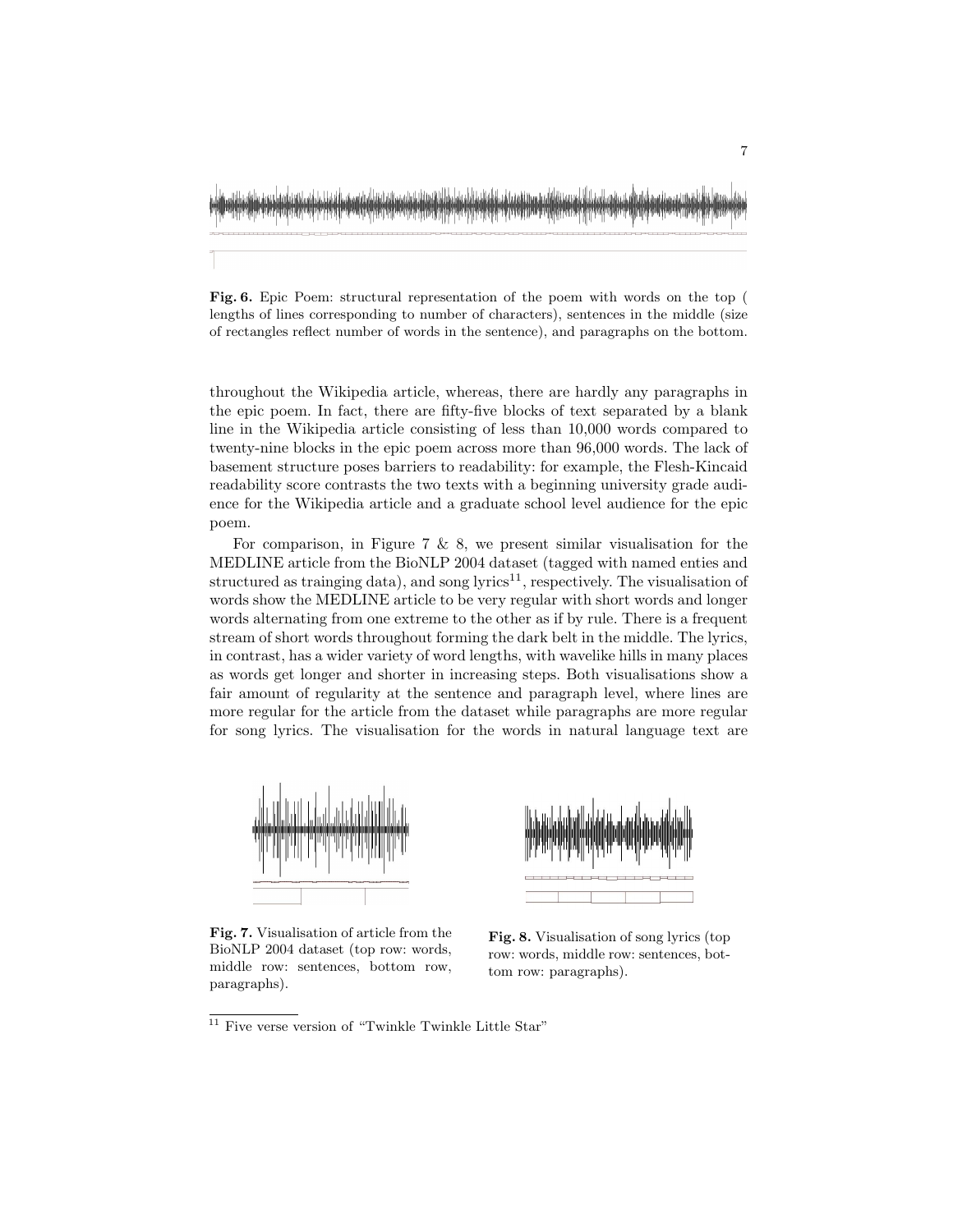**Fig. 6.** Epic Poem: structural representation of the poem with words on the top ( lengths of lines corresponding to number of characters), sentences in the middle (size of rectangles reflect number of words in the sentence), and paragraphs on the bottom.

throughout the Wikipedia article, whereas, there are hardly any paragraphs in the epic poem. In fact, there are fifty-five blocks of text separated by a blank line in the Wikipedia article consisting of less than 10,000 words compared to twenty-nine blocks in the epic poem across more than 96,000 words. The lack of basement structure poses barriers to readability: for example, the Flesh-Kincaid readability score contrasts the two texts with a beginning university grade audience for the Wikipedia article and a graduate school level audience for the epic poem.

For comparison, in Figure 7 & 8, we present similar visualisation for the MEDLINE article from the BioNLP 2004 dataset (tagged with named enties and structured as trainging data), and song lyrics[11], respectively. The visualisation of words show the MEDLINE article to be very regular with short words and longer words alternating from one extreme to the other as if by rule. There is a frequent stream of short words throughout forming the dark belt in the middle. The lyrics, in contrast, has a wider variety of word lengths, with wavelike hills in many places as words get longer and shorter in increasing steps. Both visualisations show a fair amount of regularity at the sentence and paragraph level, where lines are more regular for the article from the dataset while paragraphs are more regular for song lyrics. The visualisation for the words in natural language text are

**Fig. 7.** Visualisation of article from the BioNLP 2004 dataset (top row: words, middle row: sentences, bottom row, paragraphs).

**Fig. 8.** Visualisation of song lyrics (top row: words, middle row: sentences, bottom row: paragraphs).

[11] Five verse version of "Twinkle Twinkle Little Star"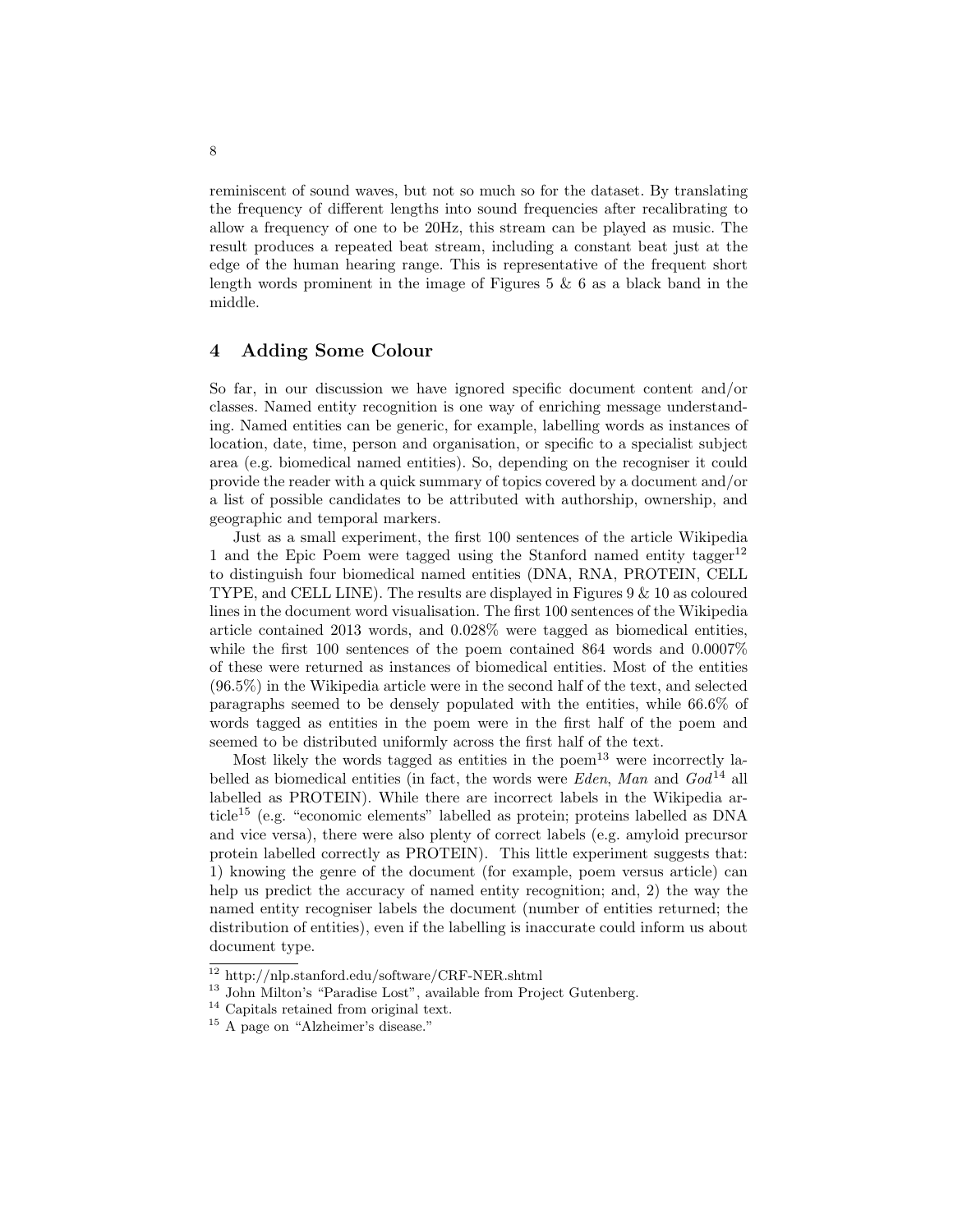reminiscent of sound waves, but not so much so for the dataset. By translating the frequency of different lengths into sound frequencies after recalibrating to allow a frequency of one to be 20Hz, this stream can be played as music. The result produces a repeated beat stream, including a constant beat just at the edge of the human hearing range. This is representative of the frequent short length words prominent in the image of Figures 5 & 6 as a black band in the middle.

## 4 Adding Some Colour

So far, in our discussion we have ignored specific document content and/or classes. Named entity recognition is one way of enriching message understanding. Named entities can be generic, for example, labelling words as instances of location, date, time, person and organisation, or specific to a specialist subject area (e.g. biomedical named entities). So, depending on the recogniser it could provide the reader with a quick summary of topics covered by a document and/or a list of possible candidates to be attributed with authorship, ownership, and geographic and temporal markers.

Just as a small experiment, the first 100 sentences of the article Wikipedia 1 and the Epic Poem were tagged using the Stanford named entity tagger[12] to distinguish four biomedical named entities (DNA, RNA, PROTEIN, CELL TYPE, and CELL LINE). The results are displayed in Figures 9 & 10 as coloured lines in the document word visualisation. The first 100 sentences of the Wikipedia article contained 2013 words, and 0.028% were tagged as biomedical entities, while the first 100 sentences of the poem contained 864 words and 0.0007% of these were returned as instances of biomedical entities. Most of the entities (96.5%) in the Wikipedia article were in the second half of the text, and selected paragraphs seemed to be densely populated with the entities, while 66.6% of words tagged as entities in the poem were in the first half of the poem and seemed to be distributed uniformly across the first half of the text.

Most likely the words tagged as entities in the poem[13] were incorrectly labelled as biomedical entities (in fact, the words were *Eden*, *Man* and *God*[14] all labelled as PROTEIN). While there are incorrect labels in the Wikipedia article[15] (e.g. "economic elements" labelled as protein; proteins labelled as DNA and vice versa), there were also plenty of correct labels (e.g. amyloid precursor protein labelled correctly as PROTEIN). This little experiment suggests that: 1) knowing the genre of the document (for example, poem versus article) can help us predict the accuracy of named entity recognition; and, 2) the way the named entity recogniser labels the document (number of entities returned; the distribution of entities), even if the labelling is inaccurate could inform us about document type.

[12] http://nlp.stanford.edu/software/CRF-NER.shtml

[13] John Milton's "Paradise Lost", available from Project Gutenberg.

[14] Capitals retained from original text.

[15] A page on "Alzheimer's disease."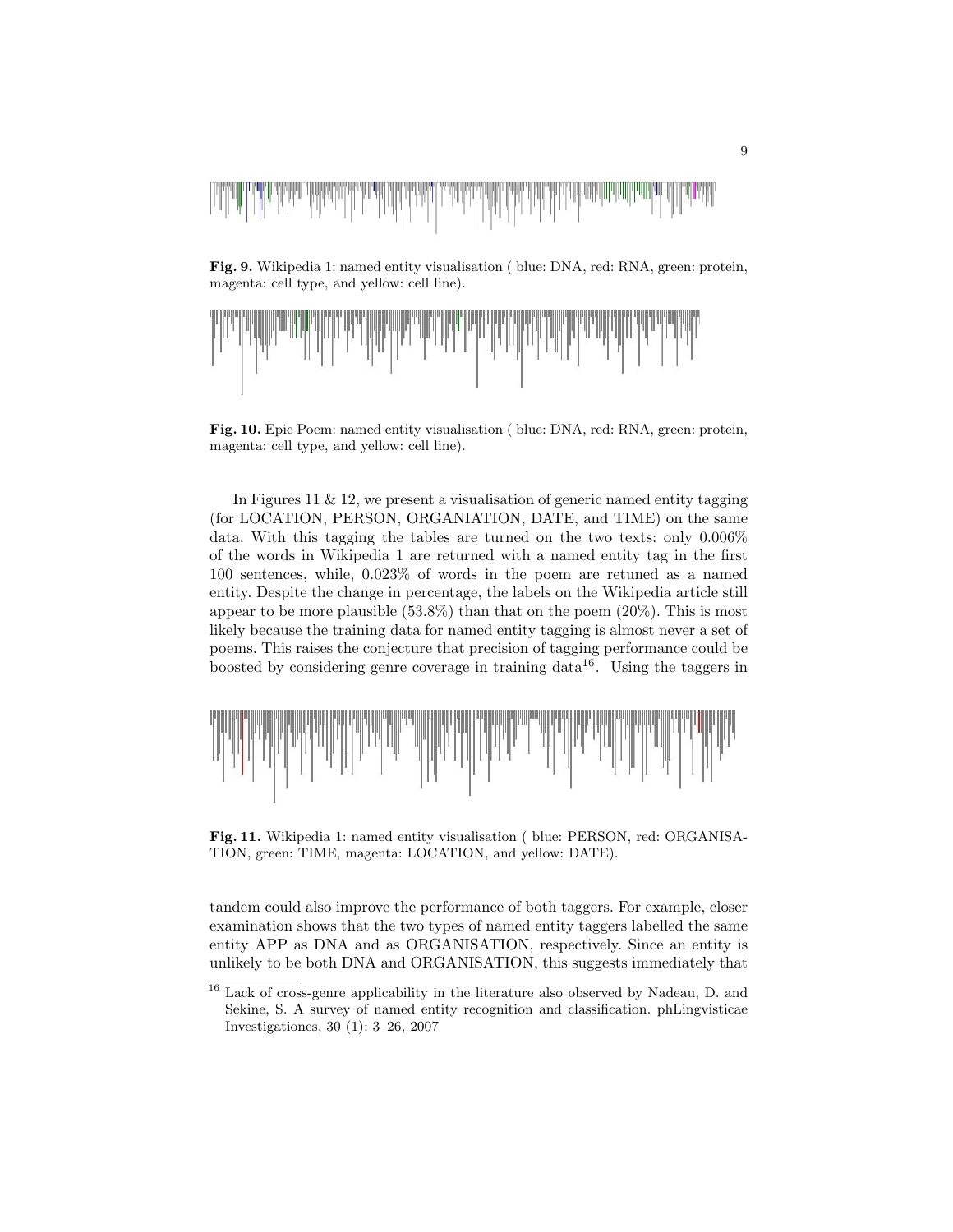**Fig. 9.** Wikipedia 1: named entity visualisation ( blue: DNA, red: RNA, green: protein, magenta: cell type, and yellow: cell line).

**Fig. 10.** Epic Poem: named entity visualisation ( blue: DNA, red: RNA, green: protein, magenta: cell type, and yellow: cell line).

In Figures 11 & 12, we present a visualisation of generic named entity tagging (for LOCATION, PERSON, ORGANIATION, DATE, and TIME) on the same data. With this tagging the tables are turned on the two texts: only 0.006% of the words in Wikipedia 1 are returned with a named entity tag in the first 100 sentences, while, 0.023% of words in the poem are retuned as a named entity. Despite the change in percentage, the labels on the Wikipedia article still appear to be more plausible (53.8%) than that on the poem (20%). This is most likely because the training data for named entity tagging is almost never a set of poems. This raises the conjecture that precision of tagging performance could be boosted by considering genre coverage in training data[16]. Using the taggers in tandem could also improve the performance of both taggers. For example, closer examination shows that the two types of named entity taggers labelled the same entity APP as DNA and as ORGANISATION, respectively. Since an entity is unlikely to be both DNA and ORGANISATION, this suggests immediately that

**Fig. 11.** Wikipedia 1: named entity visualisation ( blue: PERSON, red: ORGANISATION, green: TIME, magenta: LOCATION, and yellow: DATE).

[16] Lack of cross-genre applicability in the literature also observed by Nadeau, D. and Sekine, S. A survey of named entity recognition and classification. phLingvisticae Investigationes, 30 (1): 3–26, 2007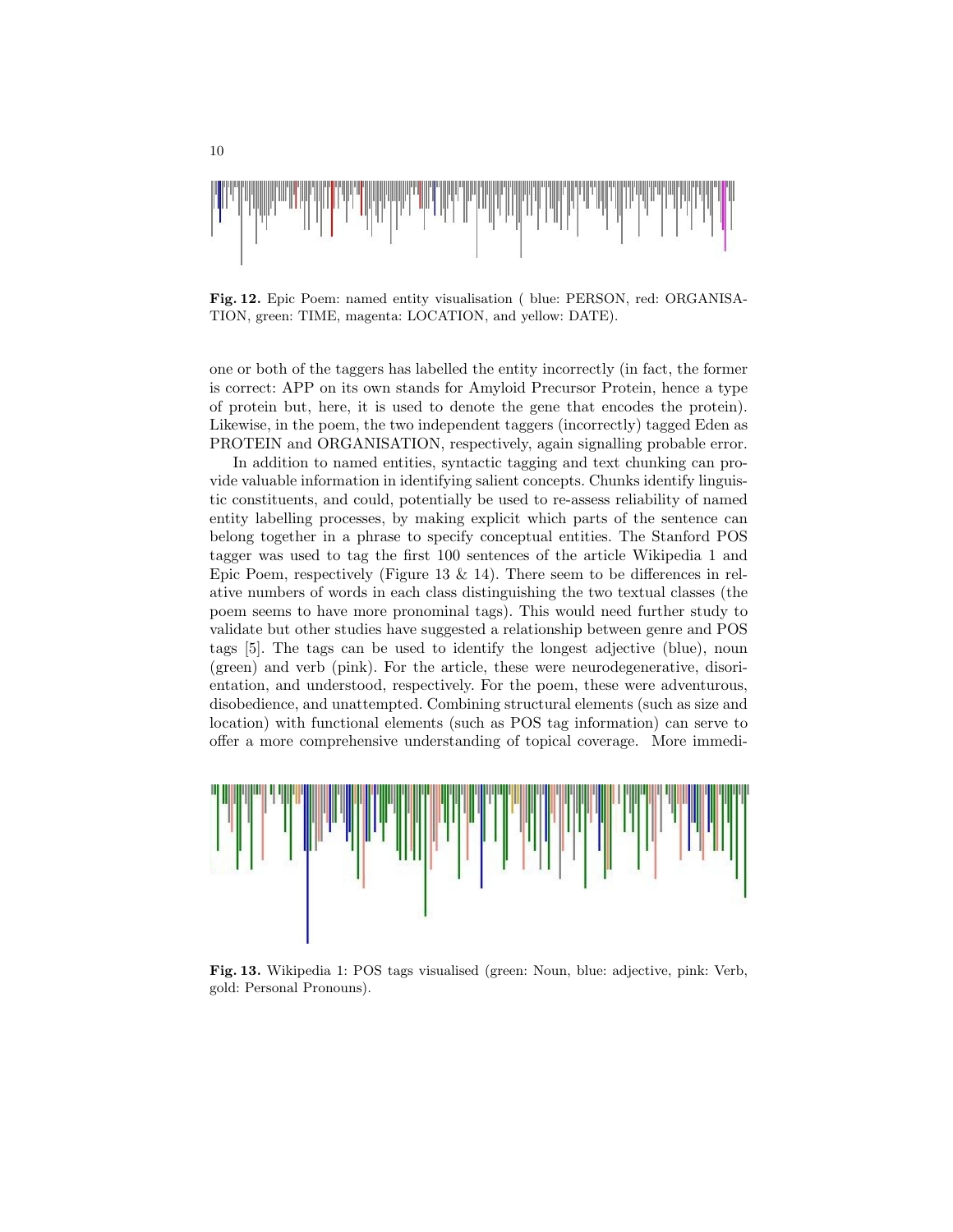**Fig. 12.** Epic Poem: named entity visualisation ( blue: PERSON, red: ORGANISATION, green: TIME, magenta: LOCATION, and yellow: DATE).

one or both of the taggers has labelled the entity incorrectly (in fact, the former is correct: APP on its own stands for Amyloid Precursor Protein, hence a type of protein but, here, it is used to denote the gene that encodes the protein). Likewise, in the poem, the two independent taggers (incorrectly) tagged Eden as PROTEIN and ORGANISATION, respectively, again signalling probable error.

In addition to named entities, syntactic tagging and text chunking can provide valuable information in identifying salient concepts. Chunks identify linguistic constituents, and could, potentially be used to re-assess reliability of named entity labelling processes, by making explicit which parts of the sentence can belong together in a phrase to specify conceptual entities. The Stanford POS tagger was used to tag the first 100 sentences of the article Wikipedia 1 and Epic Poem, respectively (Figure 13 & 14). There seem to be differences in relative numbers of words in each class distinguishing the two textual classes (the poem seems to have more pronominal tags). This would need further study to validate but other studies have suggested a relationship between genre and POS tags [5]. The tags can be used to identify the longest adjective (blue), noun (green) and verb (pink). For the article, these were neurodegenerative, disorientation, and understood, respectively. For the poem, these were adventurous, disobedience, and unattempted. Combining structural elements (such as size and location) with functional elements (such as POS tag information) can serve to offer a more comprehensive understanding of topical coverage. More immedi-

**Fig. 13.** Wikipedia 1: POS tags visualised (green: Noun, blue: adjective, pink: Verb, gold: Personal Pronouns).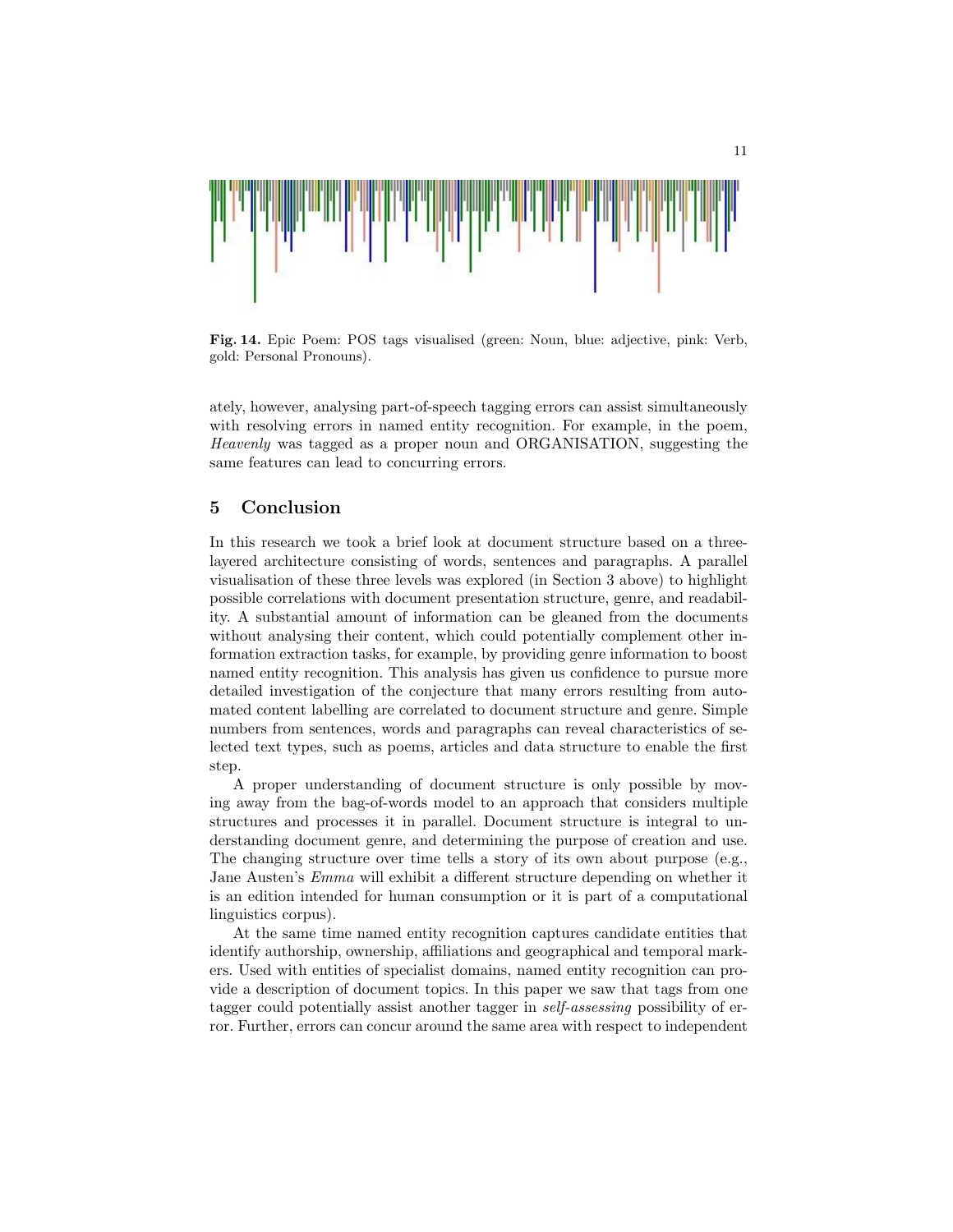**Fig. 14.** Epic Poem: POS tags visualised (green: Noun, blue: adjective, pink: Verb, gold: Personal Pronouns).

ately, however, analysing part-of-speech tagging errors can assist simultaneously with resolving errors in named entity recognition. For example, in the poem, *Heavenly* was tagged as a proper noun and ORGANISATION, suggesting the same features can lead to concurring errors.

## 5 Conclusion

In this research we took a brief look at document structure based on a three-layered architecture consisting of words, sentences and paragraphs. A parallel visualisation of these three levels was explored (in Section 3 above) to highlight possible correlations with document presentation structure, genre, and readability. A substantial amount of information can be gleaned from the documents without analysing their content, which could potentially complement other information extraction tasks, for example, by providing genre information to boost named entity recognition. This analysis has given us confidence to pursue more detailed investigation of the conjecture that many errors resulting from automated content labelling are correlated to document structure and genre. Simple numbers from sentences, words and paragraphs can reveal characteristics of selected text types, such as poems, articles and data structure to enable the first step.

A proper understanding of document structure is only possible by moving away from the bag-of-words model to an approach that considers multiple structures and processes it in parallel. Document structure is integral to understanding document genre, and determining the purpose of creation and use. The changing structure over time tells a story of its own about purpose (e.g., Jane Austen's *Emma* will exhibit a different structure depending on whether it is an edition intended for human consumption or it is part of a computational linguistics corpus).

At the same time named entity recognition captures candidate entities that identify authorship, ownership, affiliations and geographical and temporal markers. Used with entities of specialist domains, named entity recognition can provide a description of document topics. In this paper we saw that tags from one tagger could potentially assist another tagger in *self-assessing* possibility of error. Further, errors can concur around the same area with respect to independent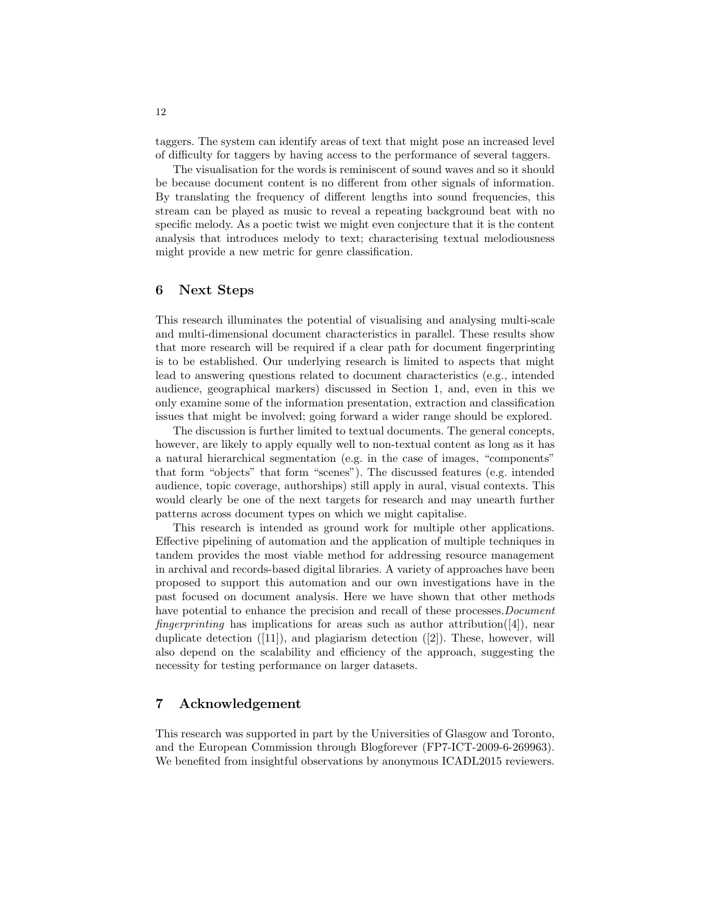taggers. The system can identify areas of text that might pose an increased level of difficulty for taggers by having access to the performance of several taggers.

The visualisation for the words is reminiscent of sound waves and so it should be because document content is no different from other signals of information. By translating the frequency of different lengths into sound frequencies, this stream can be played as music to reveal a repeating background beat with no specific melody. As a poetic twist we might even conjecture that it is the content analysis that introduces melody to text; characterising textual melodiousness might provide a new metric for genre classification.

## 6 Next Steps

This research illuminates the potential of visualising and analysing multi-scale and multi-dimensional document characteristics in parallel. These results show that more research will be required if a clear path for document fingerprinting is to be established. Our underlying research is limited to aspects that might lead to answering questions related to document characteristics (e.g., intended audience, geographical markers) discussed in Section 1, and, even in this we only examine some of the information presentation, extraction and classification issues that might be involved; going forward a wider range should be explored.

The discussion is further limited to textual documents. The general concepts, however, are likely to apply equally well to non-textual content as long as it has a natural hierarchical segmentation (e.g. in the case of images, "components" that form "objects" that form "scenes"). The discussed features (e.g. intended audience, topic coverage, authorships) still apply in aural, visual contexts. This would clearly be one of the next targets for research and may unearth further patterns across document types on which we might capitalise.

This research is intended as ground work for multiple other applications. Effective pipelining of automation and the application of multiple techniques in tandem provides the most viable method for addressing resource management in archival and records-based digital libraries. A variety of approaches have been proposed to support this automation and our own investigations have in the past focused on document analysis. Here we have shown that other methods have potential to enhance the precision and recall of these processes.*Document fingerprinting* has implications for areas such as author attribution([4]), near duplicate detection ([11]), and plagiarism detection ([2]). These, however, will also depend on the scalability and efficiency of the approach, suggesting the necessity for testing performance on larger datasets.

## 7 Acknowledgement

This research was supported in part by the Universities of Glasgow and Toronto, and the European Commission through Blogforever (FP7-ICT-2009-6-269963). We benefited from insightful observations by anonymous ICADL2015 reviewers.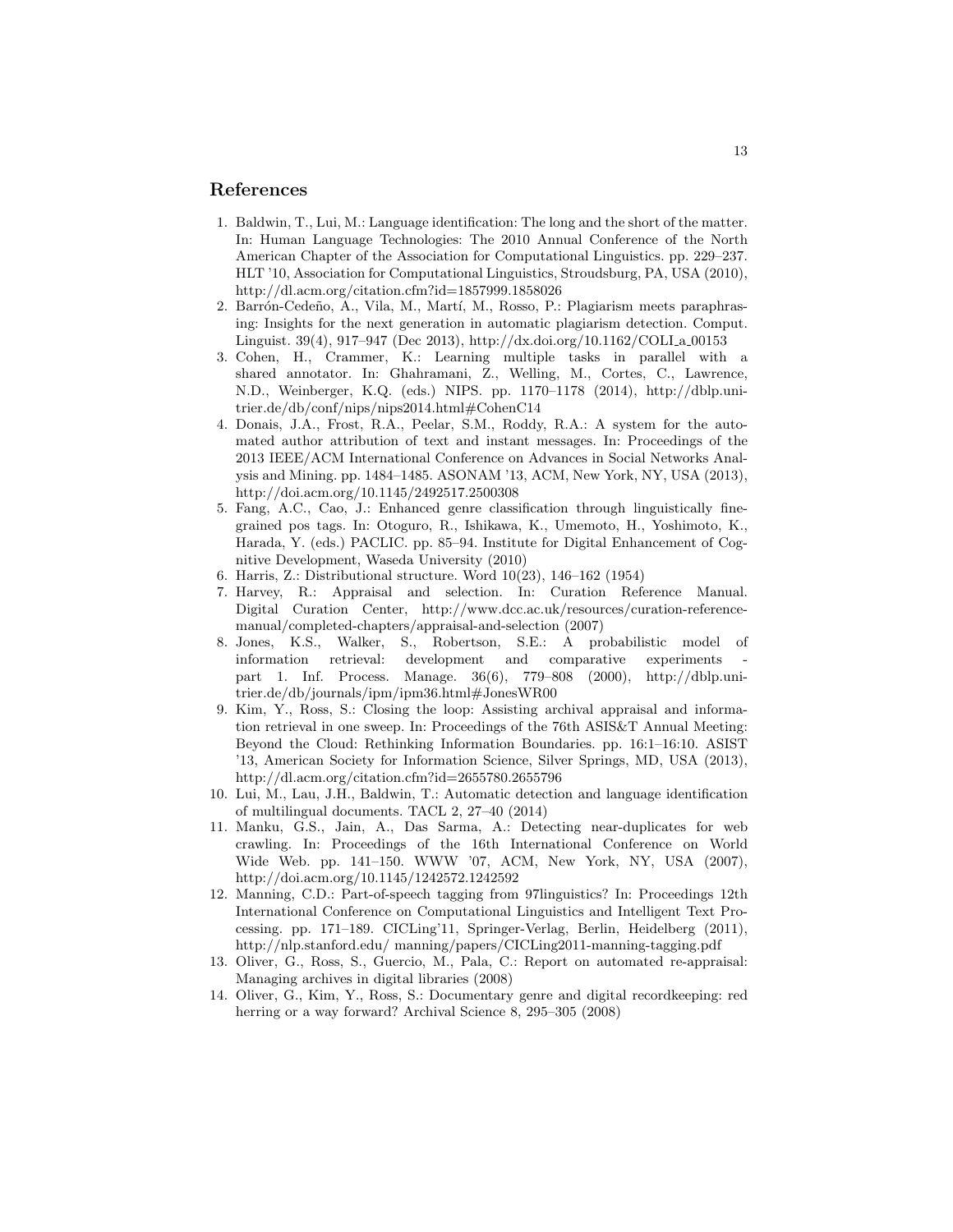## References

1. Baldwin, T., Lui, M.: Language identification: The long and the short of the matter. In: Human Language Technologies: The 2010 Annual Conference of the North American Chapter of the Association for Computational Linguistics. pp. 229–237. HLT '10, Association for Computational Linguistics, Stroudsburg, PA, USA (2010), http://dl.acm.org/citation.cfm?id=1857999.1858026
2. Barrón-Cedeño, A., Vila, M., Martí, M., Rosso, P.: Plagiarism meets paraphrasing: Insights for the next generation in automatic plagiarism detection. Comput. Linguist. 39(4), 917–947 (Dec 2013), http://dx.doi.org/10.1162/COLI_a_00153
3. Cohen, H., Crammer, K.: Learning multiple tasks in parallel with a shared annotator. In: Ghahramani, Z., Welling, M., Cortes, C., Lawrence, N.D., Weinberger, K.Q. (eds.) NIPS. pp. 1170–1178 (2014), http://dblp.uni-trier.de/db/conf/nips/nips2014.html#CohenC14
4. Donais, J.A., Frost, R.A., Peelar, S.M., Roddy, R.A.: A system for the automated author attribution of text and instant messages. In: Proceedings of the 2013 IEEE/ACM International Conference on Advances in Social Networks Analysis and Mining. pp. 1484–1485. ASONAM '13, ACM, New York, NY, USA (2013), http://doi.acm.org/10.1145/2492517.2500308
5. Fang, A.C., Cao, J.: Enhanced genre classification through linguistically fine-grained pos tags. In: Otoguro, R., Ishikawa, K., Umemoto, H., Yoshimoto, K., Harada, Y. (eds.) PACLIC. pp. 85–94. Institute for Digital Enhancement of Cognitive Development, Waseda University (2010)
6. Harris, Z.: Distributional structure. Word 10(23), 146–162 (1954)
7. Harvey, R.: Appraisal and selection. In: Curation Reference Manual. Digital Curation Center, http://www.dcc.ac.uk/resources/curation-reference-manual/completed-chapters/appraisal-and-selection (2007)
8. Jones, K.S., Walker, S., Robertson, S.E.: A probabilistic model of information retrieval: development and comparative experiments - part 1. Inf. Process. Manage. 36(6), 779–808 (2000), http://dblp.uni-trier.de/db/journals/ipm/ipm36.html#JonesWR00
9. Kim, Y., Ross, S.: Closing the loop: Assisting archival appraisal and information retrieval in one sweep. In: Proceedings of the 76th ASIS&T Annual Meeting: Beyond the Cloud: Rethinking Information Boundaries. pp. 16:1–16:10. ASIST '13, American Society for Information Science, Silver Springs, MD, USA (2013), http://dl.acm.org/citation.cfm?id=2655780.2655796
10. Lui, M., Lau, J.H., Baldwin, T.: Automatic detection and language identification of multilingual documents. TACL 2, 27–40 (2014)
11. Manku, G.S., Jain, A., Das Sarma, A.: Detecting near-duplicates for web crawling. In: Proceedings of the 16th International Conference on World Wide Web. pp. 141–150. WWW '07, ACM, New York, NY, USA (2007), http://doi.acm.org/10.1145/1242572.1242592
12. Manning, C.D.: Part-of-speech tagging from 97linguistics? In: Proceedings 12th International Conference on Computational Linguistics and Intelligent Text Processing. pp. 171–189. CICLing'11, Springer-Verlag, Berlin, Heidelberg (2011), http://nlp.stanford.edu/ manning/papers/CICLing2011-manning-tagging.pdf
13. Oliver, G., Ross, S., Guercio, M., Pala, C.: Report on automated re-appraisal: Managing archives in digital libraries (2008)
14. Oliver, G., Kim, Y., Ross, S.: Documentary genre and digital recordkeeping: red herring or a way forward? Archival Science 8, 295–305 (2008)